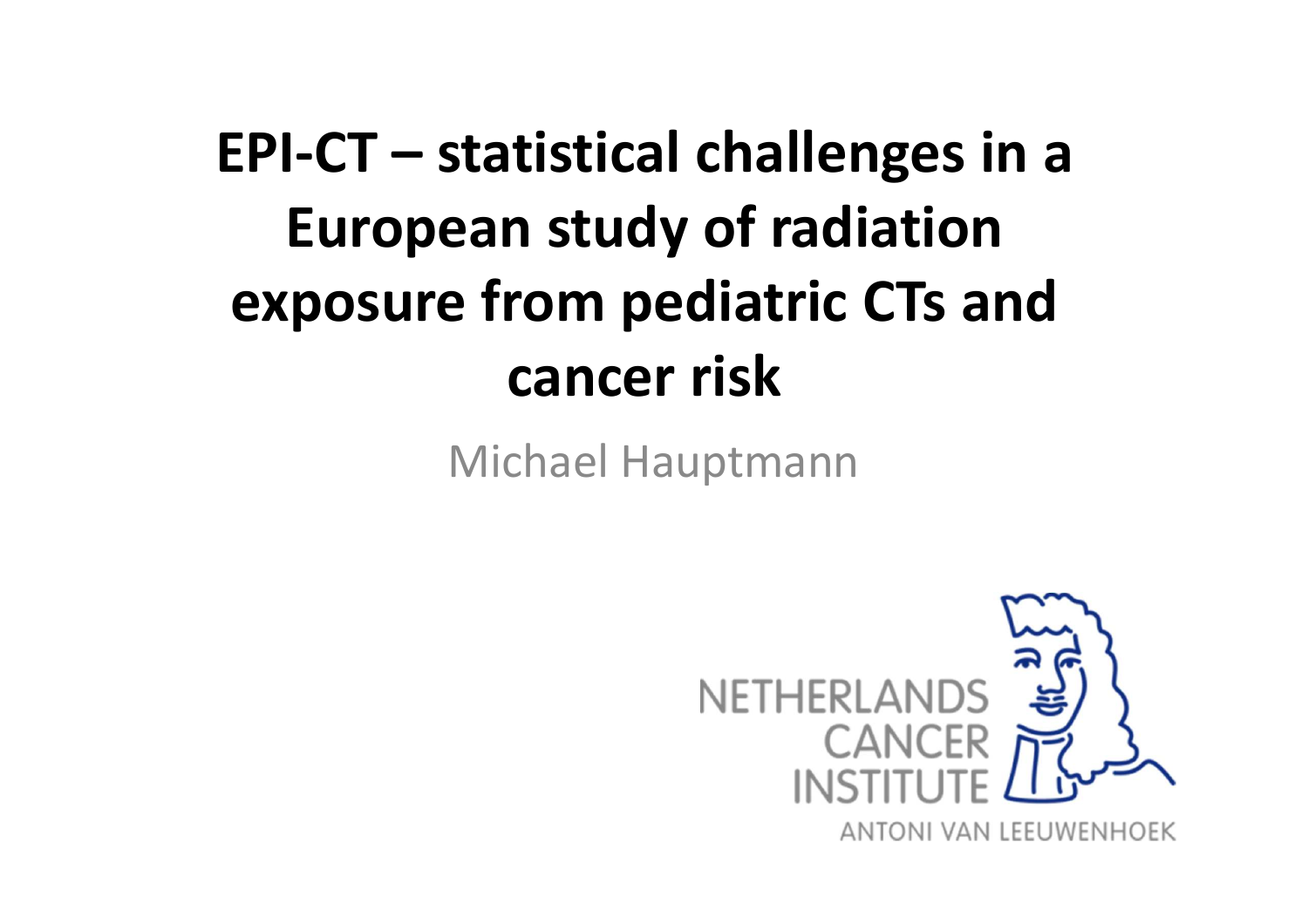# EPI-CT – statistical challenges in a European study of radiation exposure from pediatric CTs and cancer risk

Michael Hauptmann

NETHERLANDS CANCER INSTITUTE

ANTONI VAN LEEUWENHOEK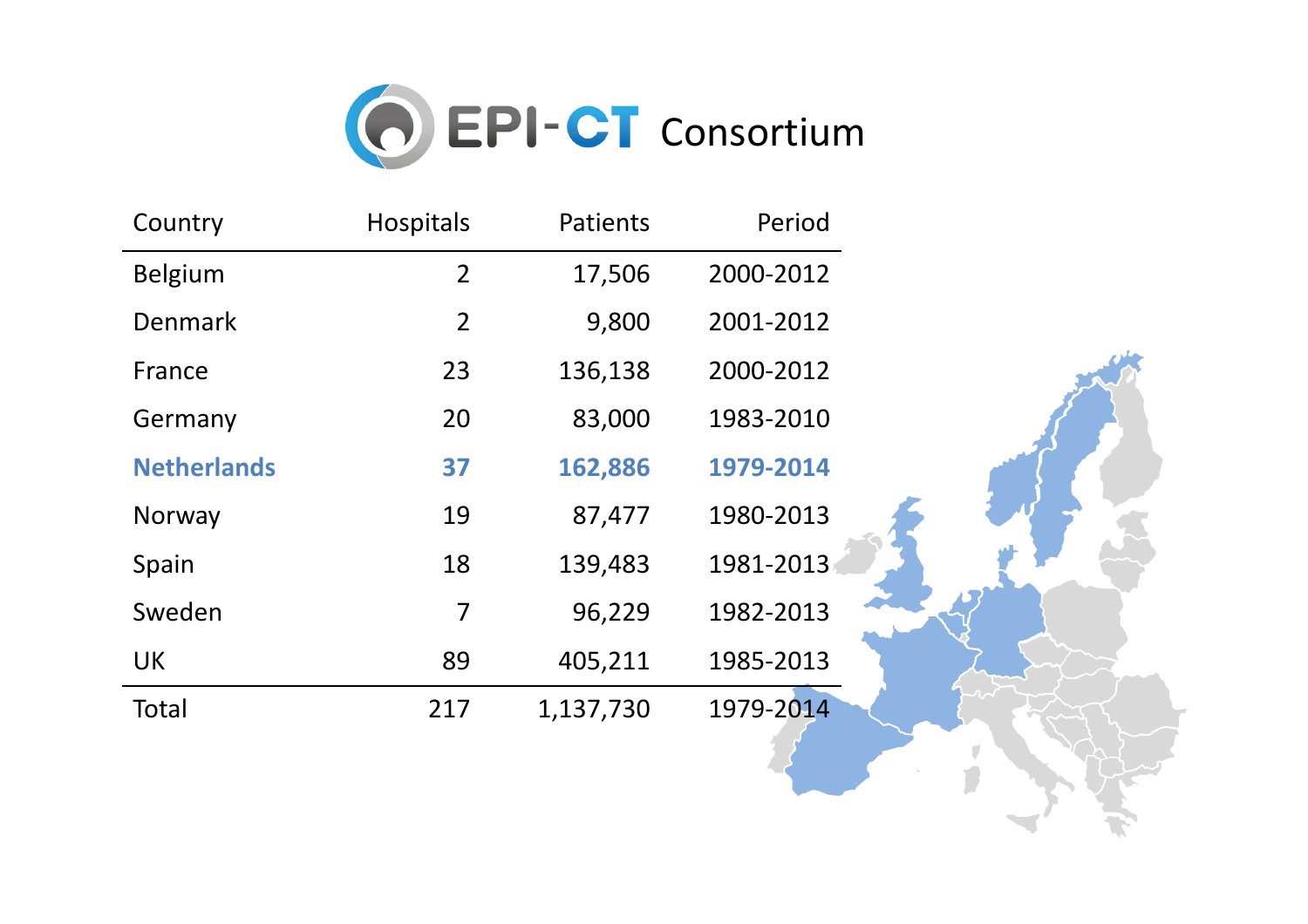# EPI-CT Consortium

| Country | Hospitals | Patients | Period |
|---|---|---|---|
| Belgium | 2 | 17,506 | 2000-2012 |
| Denmark | 2 | 9,800 | 2001-2012 |
| France | 23 | 136,138 | 2000-2012 |
| Germany | 20 | 83,000 | 1983-2010 |
| **Netherlands** | **37** | **162,886** | **1979-2014** |
| Norway | 19 | 87,477 | 1980-2013 |
| Spain | 18 | 139,483 | 1981-2013 |
| Sweden | 7 | 96,229 | 1982-2013 |
| UK | 89 | 405,211 | 1985-2013 |
| Total | 217 | 1,137,730 | 1979-2014 |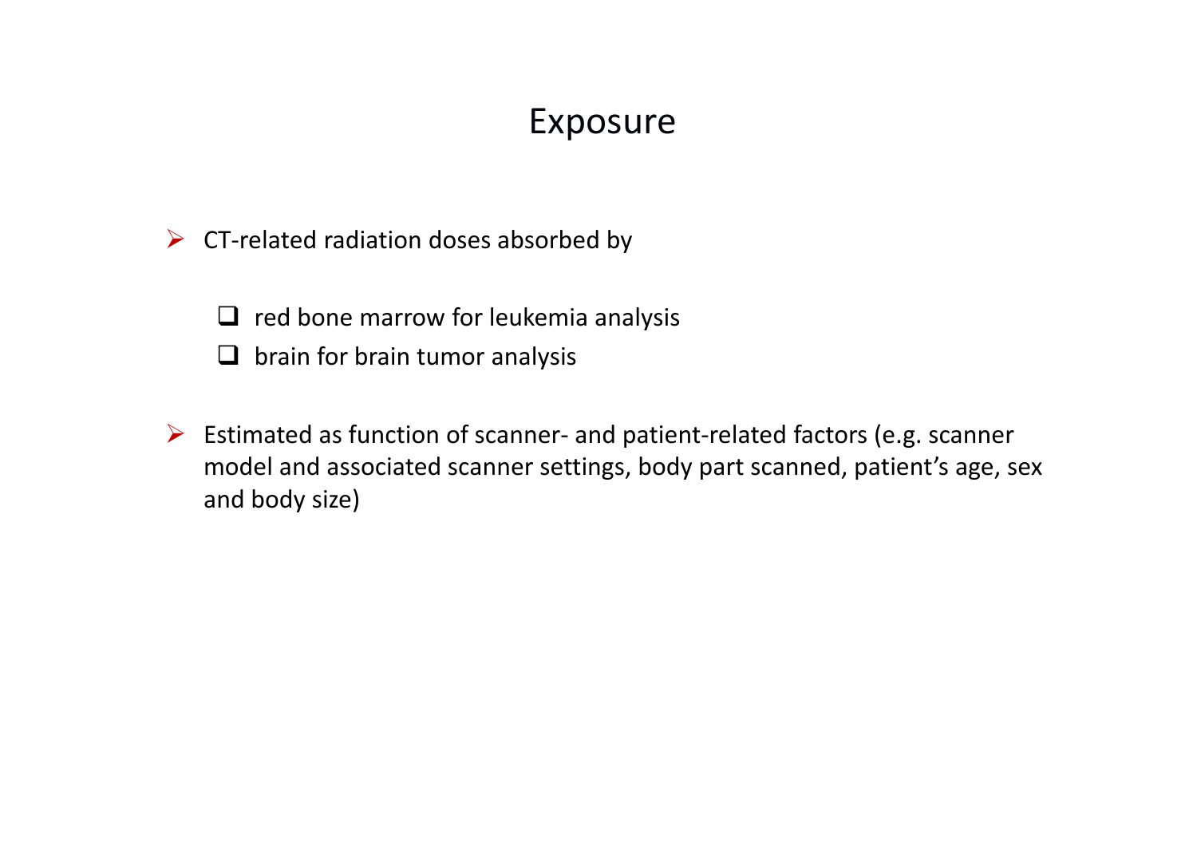# Exposure

- CT-related radiation doses absorbed by
  - red bone marrow for leukemia analysis
  - brain for brain tumor analysis
- Estimated as function of scanner- and patient-related factors (e.g. scanner model and associated scanner settings, body part scanned, patient's age, sex and body size)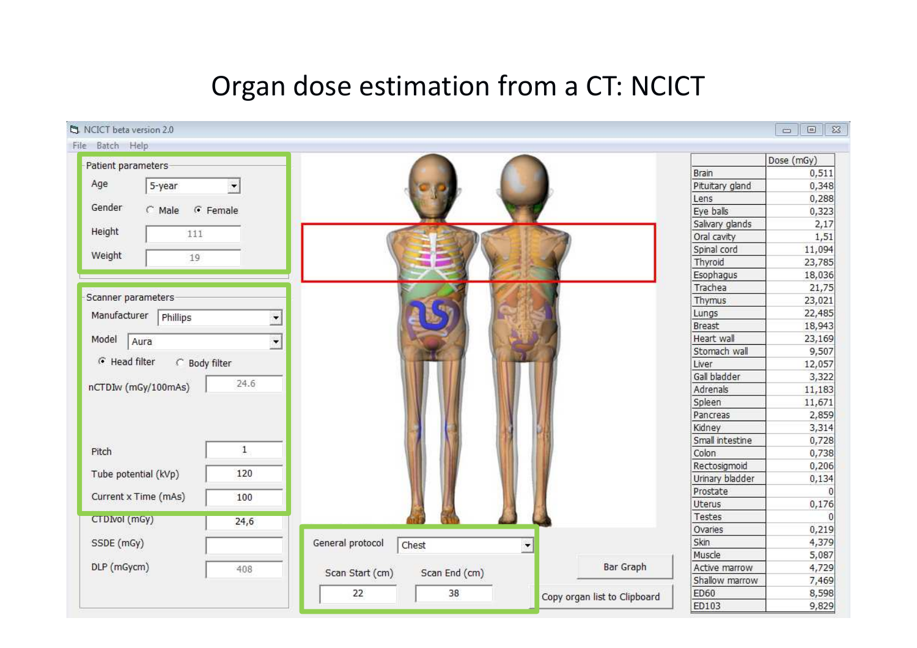# Organ dose estimation from a CT: NCICT

NCICT beta version 2.0

File Batch Help

**Patient parameters**

- Age: 5-year
- Gender: Male / Female (selected: Female)
- Height: 111
- Weight: 19

**Scanner parameters**

- Manufacturer: Phillips
- Model: Aura
- Head filter (selected) / Body filter
- nCTDIw (mGy/100mAs): 24.6
- Pitch: 1
- Tube potential (kVp): 120
- Current x Time (mAs): 100
- CTDIvol (mGy): 24,6
- SSDE (mGy):
- DLP (mGycm): 408

**General protocol:** Chest

- Scan Start (cm): 22
- Scan End (cm): 38

Bar Graph

Copy organ list to Clipboard

| | Dose (mGy) |
|---|---|
| Brain | 0,511 |
| Pituitary gland | 0,348 |
| Lens | 0,288 |
| Eye balls | 0,323 |
| Salivary glands | 2,17 |
| Oral cavity | 1,51 |
| Spinal cord | 11,094 |
| Thyroid | 23,785 |
| Esophagus | 18,036 |
| Trachea | 21,75 |
| Thymus | 23,021 |
| Lungs | 22,485 |
| Breast | 18,943 |
| Heart wall | 23,169 |
| Stomach wall | 9,507 |
| Liver | 12,057 |
| Gall bladder | 3,322 |
| Adrenals | 11,183 |
| Spleen | 11,671 |
| Pancreas | 2,859 |
| Kidney | 3,314 |
| Small intestine | 0,728 |
| Colon | 0,738 |
| Rectosigmoid | 0,206 |
| Urinary bladder | 0,134 |
| Prostate | 0 |
| Uterus | 0,176 |
| Testes | 0 |
| Ovaries | 0,219 |
| Skin | 4,379 |
| Muscle | 5,087 |
| Active marrow | 4,729 |
| Shallow marrow | 7,469 |
| ED60 | 8,598 |
| ED103 | 9,829 |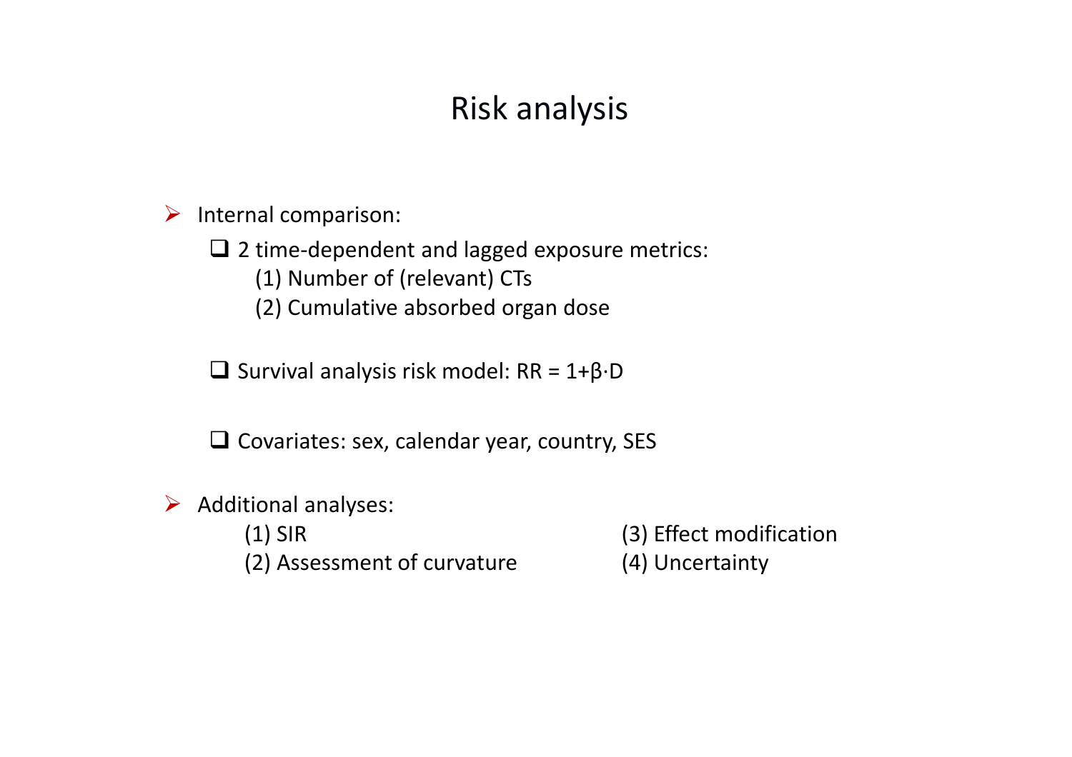# Risk analysis

- Internal comparison:
  - 2 time-dependent and lagged exposure metrics:
    - (1) Number of (relevant) CTs
    - (2) Cumulative absorbed organ dose
  - Survival analysis risk model: $RR = 1+\beta \cdot D$
  - Covariates: sex, calendar year, country, SES
- Additional analyses:
  - (1) SIR
  - (2) Assessment of curvature
  - (3) Effect modification
  - (4) Uncertainty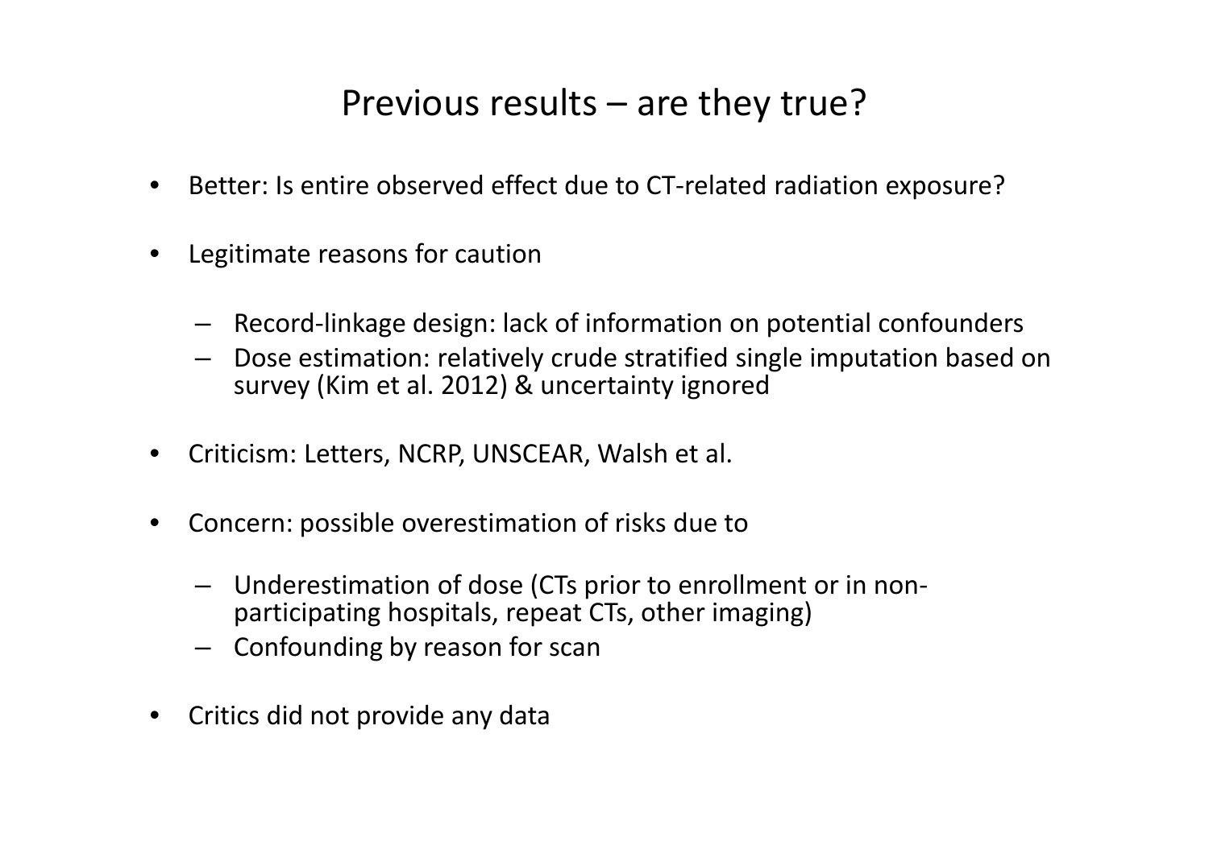# Previous results – are they true?

- Better: Is entire observed effect due to CT-related radiation exposure?
- Legitimate reasons for caution
  - Record-linkage design: lack of information on potential confounders
  - Dose estimation: relatively crude stratified single imputation based on survey (Kim et al. 2012) & uncertainty ignored
- Criticism: Letters, NCRP, UNSCEAR, Walsh et al.
- Concern: possible overestimation of risks due to
  - Underestimation of dose (CTs prior to enrollment or in non-participating hospitals, repeat CTs, other imaging)
  - Confounding by reason for scan
- Critics did not provide any data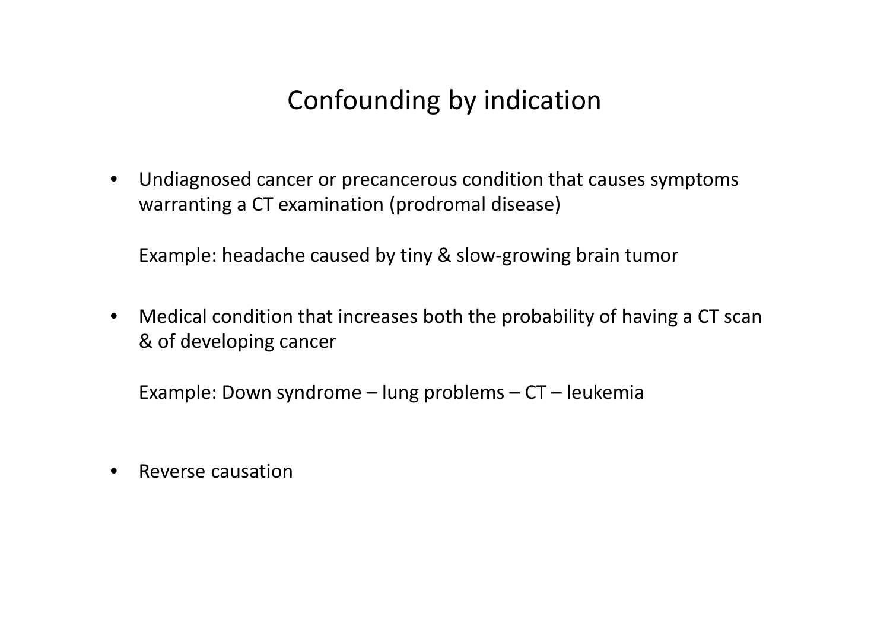# Confounding by indication

- Undiagnosed cancer or precancerous condition that causes symptoms warranting a CT examination (prodromal disease)

  Example: headache caused by tiny & slow-growing brain tumor

- Medical condition that increases both the probability of having a CT scan & of developing cancer

  Example: Down syndrome – lung problems – CT – leukemia

- Reverse causation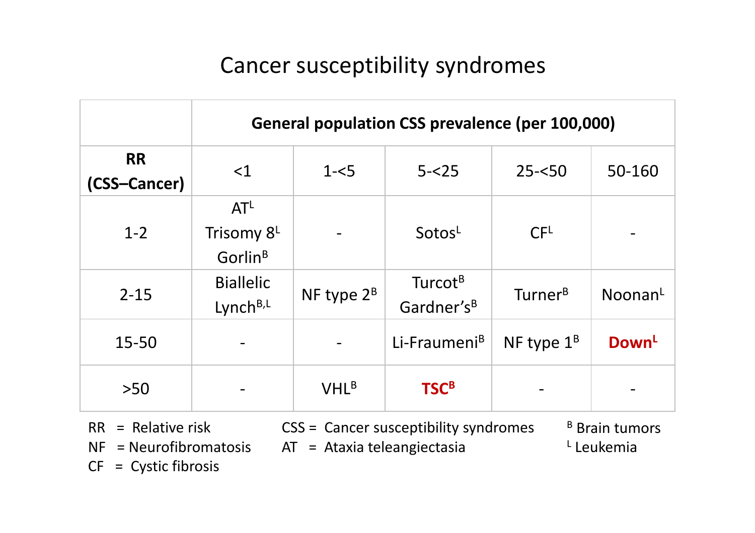# Cancer susceptibility syndromes

| RR (CSS–Cancer) | General population CSS prevalence (per 100,000) | | | | |
|---|---|---|---|---|---|
| | <1 | 1-<5 | 5-<25 | 25-<50 | 50-160 |
| 1-2 | AT[L] Trisomy 8[L] Gorlin[B] | - | Sotos[L] | CF[L] | - |
| 2-15 | Biallelic Lynch[B,L] | NF type 2[B] | Turcot[B] Gardner's[B] | Turner[B] | Noonan[L] |
| 15-50 | - | - | Li-Fraumeni[B] | NF type 1[B] | **Down[L]** |
| >50 | - | VHL[B] | **TSC[B]** | - | - |

RR = Relative risk
NF = Neurofibromatosis
CF = Cystic fibrosis
CSS = Cancer susceptibility syndromes
AT = Ataxia teleangiectasia
[B] Brain tumors
[L] Leukemia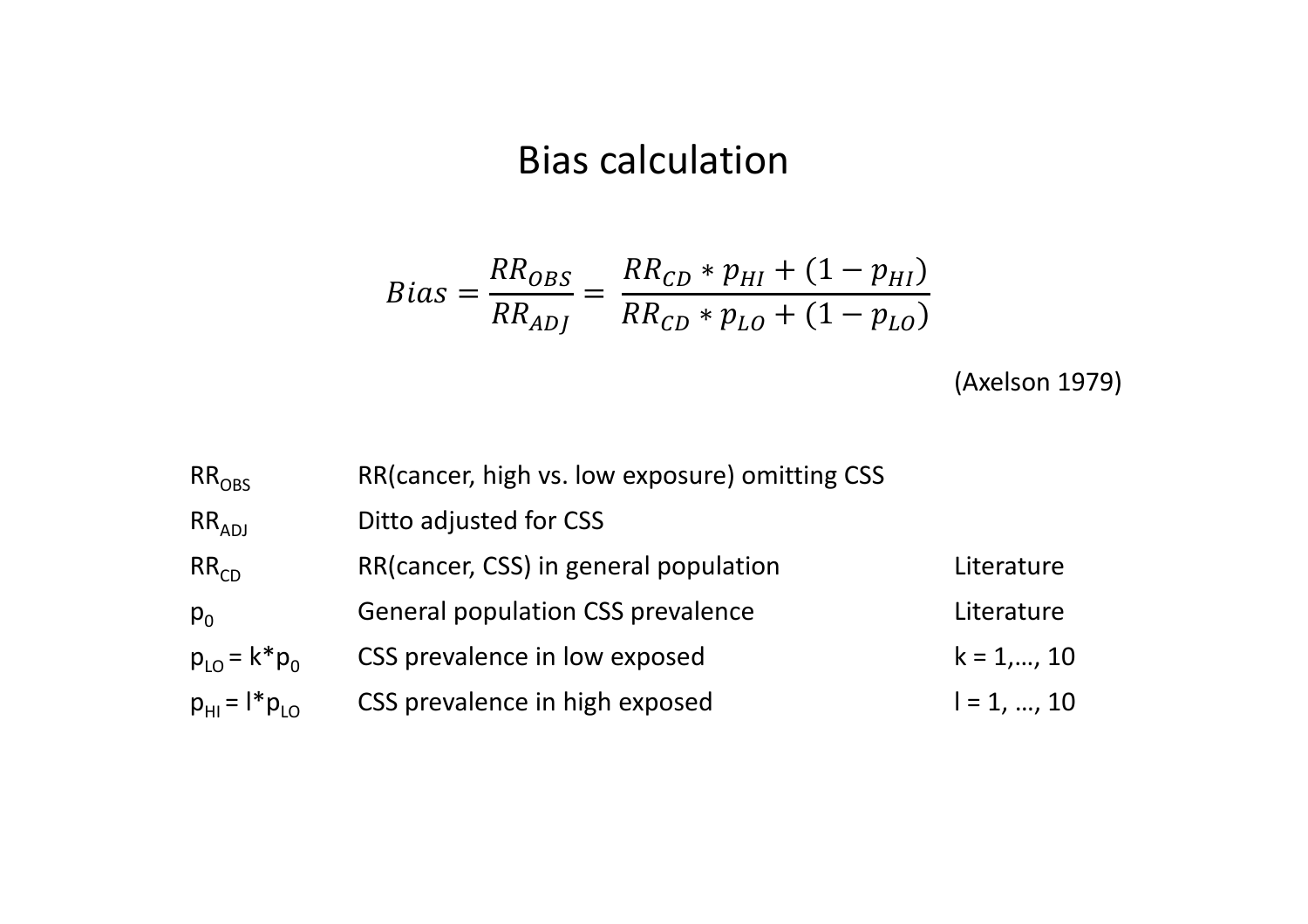# Bias calculation

$$Bias = \frac{RR_{OBS}}{RR_{ADJ}} = \frac{RR_{CD} * p_{HI} + (1 - p_{HI})}{RR_{CD} * p_{LO} + (1 - p_{LO})}$$

(Axelson 1979)

| | | |
|---|---|---|
| $RR_{OBS}$ | RR(cancer, high vs. low exposure) omitting CSS | |
| $RR_{ADJ}$ | Ditto adjusted for CSS | |
| $RR_{CD}$ | RR(cancer, CSS) in general population | Literature |
| $p_0$ | General population CSS prevalence | Literature |
| $p_{LO} = k * p_0$ | CSS prevalence in low exposed | k = 1,…, 10 |
| $p_{HI} = l * p_{LO}$ | CSS prevalence in high exposed | l = 1, …, 10 |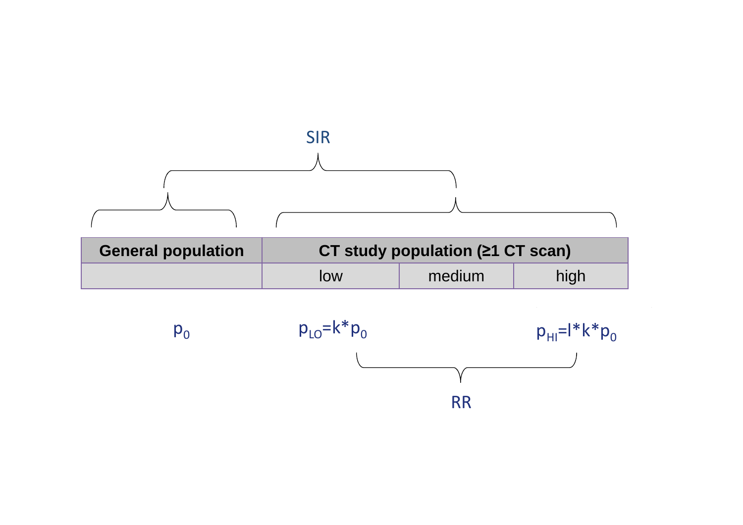SIR

| General population | CT study population (≥1 CT scan) | | |
|---|---|---|---|
| | low | medium | high |

$p_0$

$p_{LO}=k*p_0$

$p_{HI}=l*k*p_0$

RR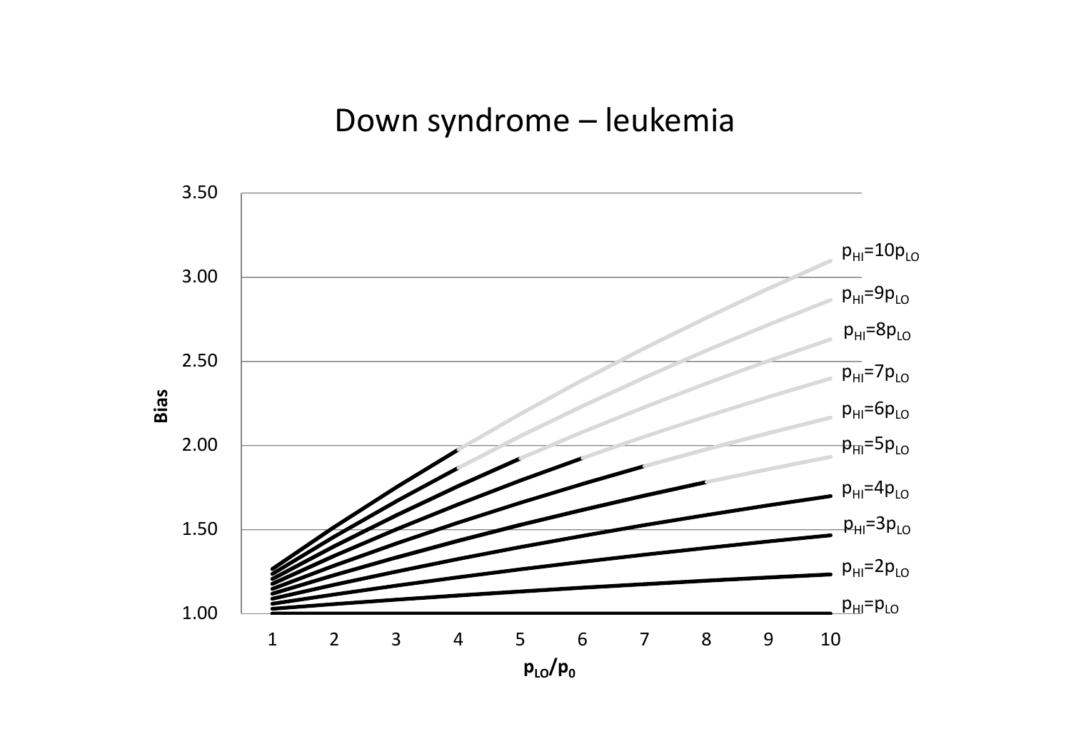# Down syndrome – leukemia

Bias

3.50

3.00

2.50

2.00

1.50

1.00

1 2 3 4 5 6 7 8 9 10

$p_{LO}/p_0$

$p_{HI}=10p_{LO}$

$p_{HI}=9p_{LO}$

$p_{HI}=8p_{LO}$

$p_{HI}=7p_{LO}$

$p_{HI}=6p_{LO}$

$p_{HI}=5p_{LO}$

$p_{HI}=4p_{LO}$

$p_{HI}=3p_{LO}$

$p_{HI}=2p_{LO}$

$p_{HI}=p_{LO}$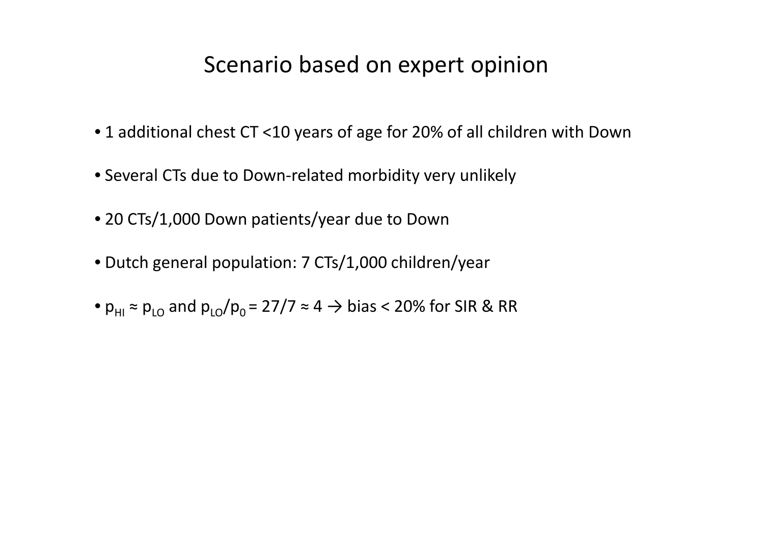# Scenario based on expert opinion

- 1 additional chest CT <10 years of age for 20% of all children with Down
- Several CTs due to Down-related morbidity very unlikely
- 20 CTs/1,000 Down patients/year due to Down
- Dutch general population: 7 CTs/1,000 children/year
- $p_{HI} \approx p_{LO}$ and $p_{LO}/p_0 = 27/7 \approx 4 \rightarrow$ bias < 20% for SIR & RR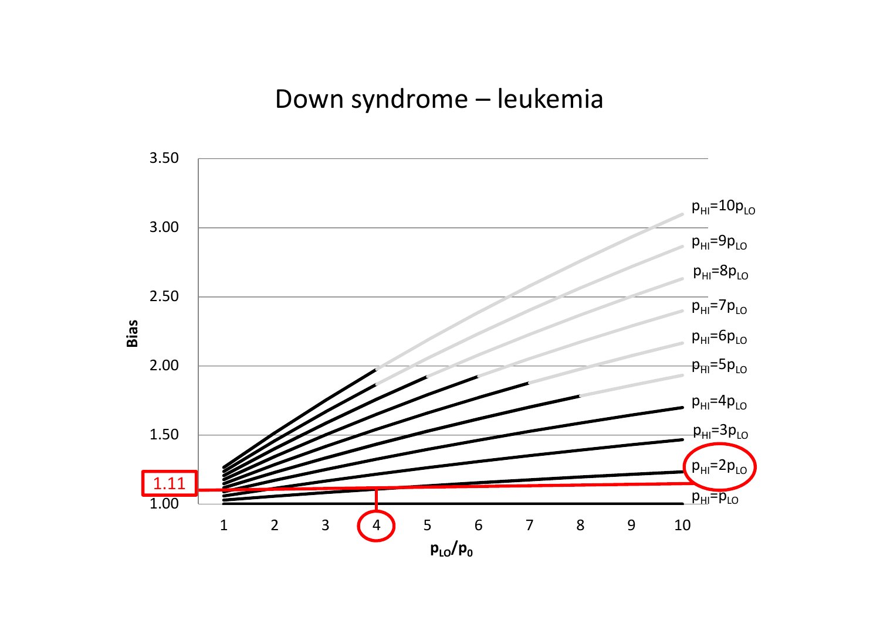# Down syndrome – leukemia

Bias

3.50

3.00

2.50

2.00

1.50

1.11

1.00

$p_{HI}=10p_{LO}$

$p_{HI}=9p_{LO}$

$p_{HI}=8p_{LO}$

$p_{HI}=7p_{LO}$

$p_{HI}=6p_{LO}$

$p_{HI}=5p_{LO}$

$p_{HI}=4p_{LO}$

$p_{HI}=3p_{LO}$

$p_{HI}=2p_{LO}$

$p_{HI}=p_{LO}$

1 2 3 4 5 6 7 8 9 10

$p_{LO}/p_0$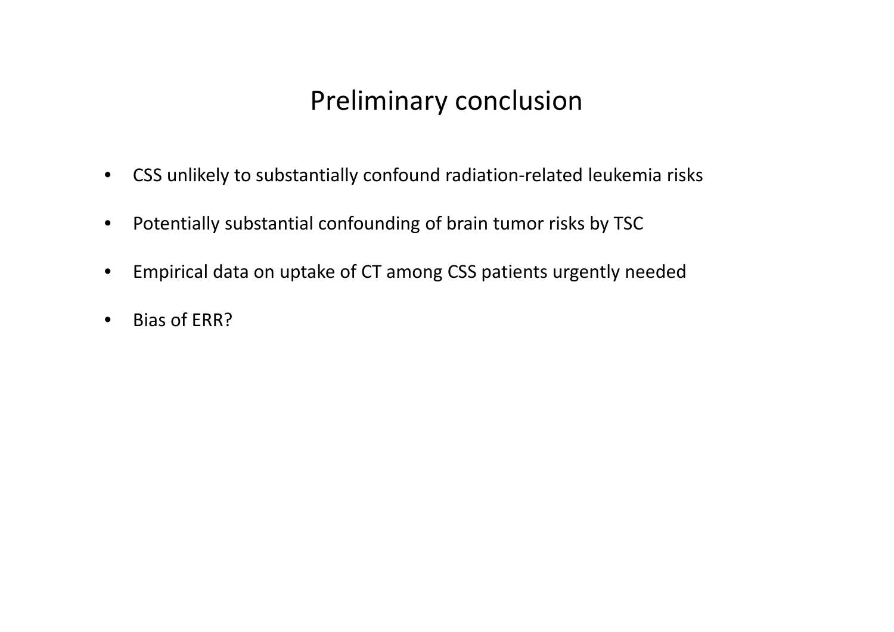# Preliminary conclusion

- CSS unlikely to substantially confound radiation-related leukemia risks
- Potentially substantial confounding of brain tumor risks by TSC
- Empirical data on uptake of CT among CSS patients urgently needed
- Bias of ERR?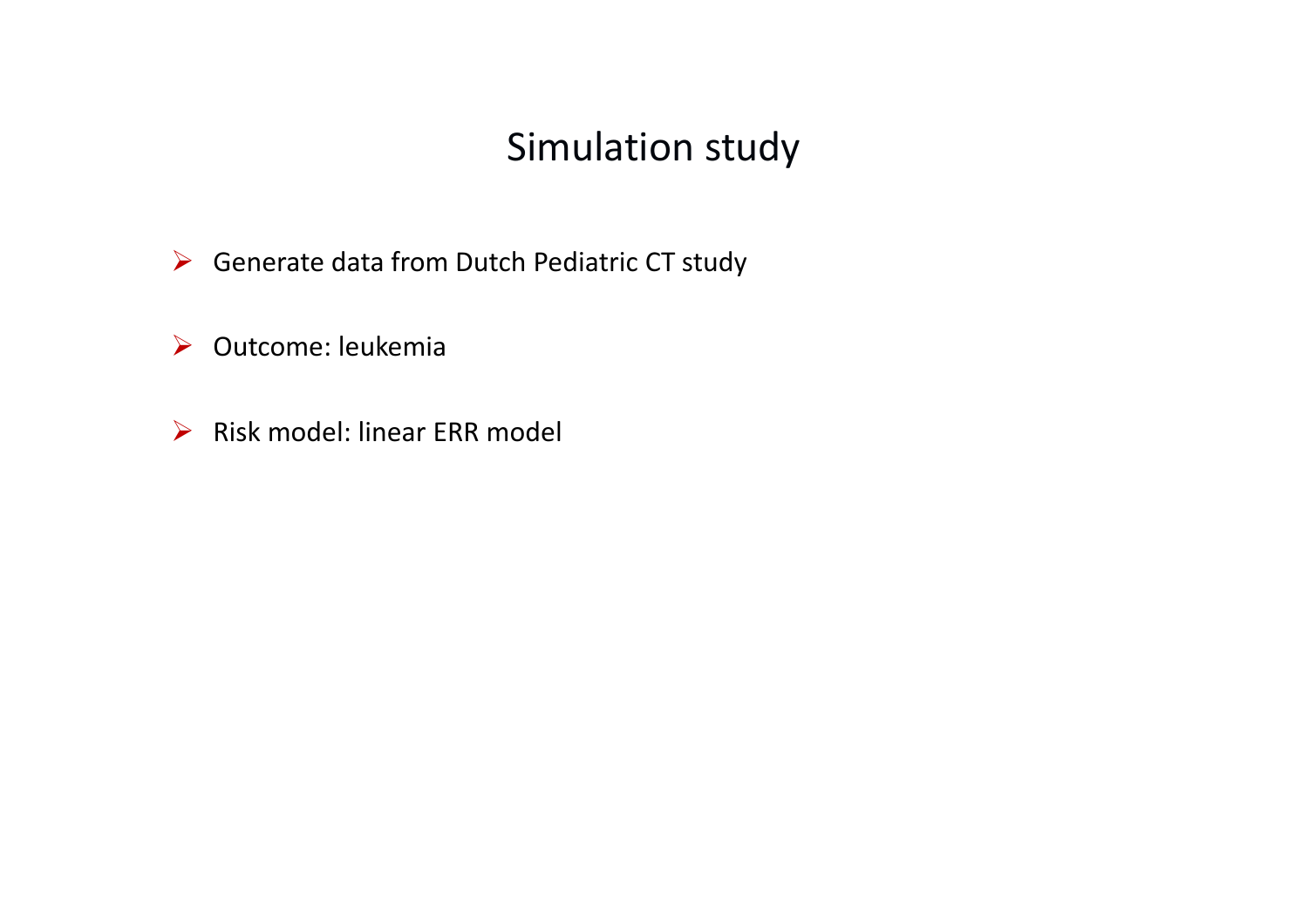# Simulation study

- Generate data from Dutch Pediatric CT study
- Outcome: leukemia
- Risk model: linear ERR model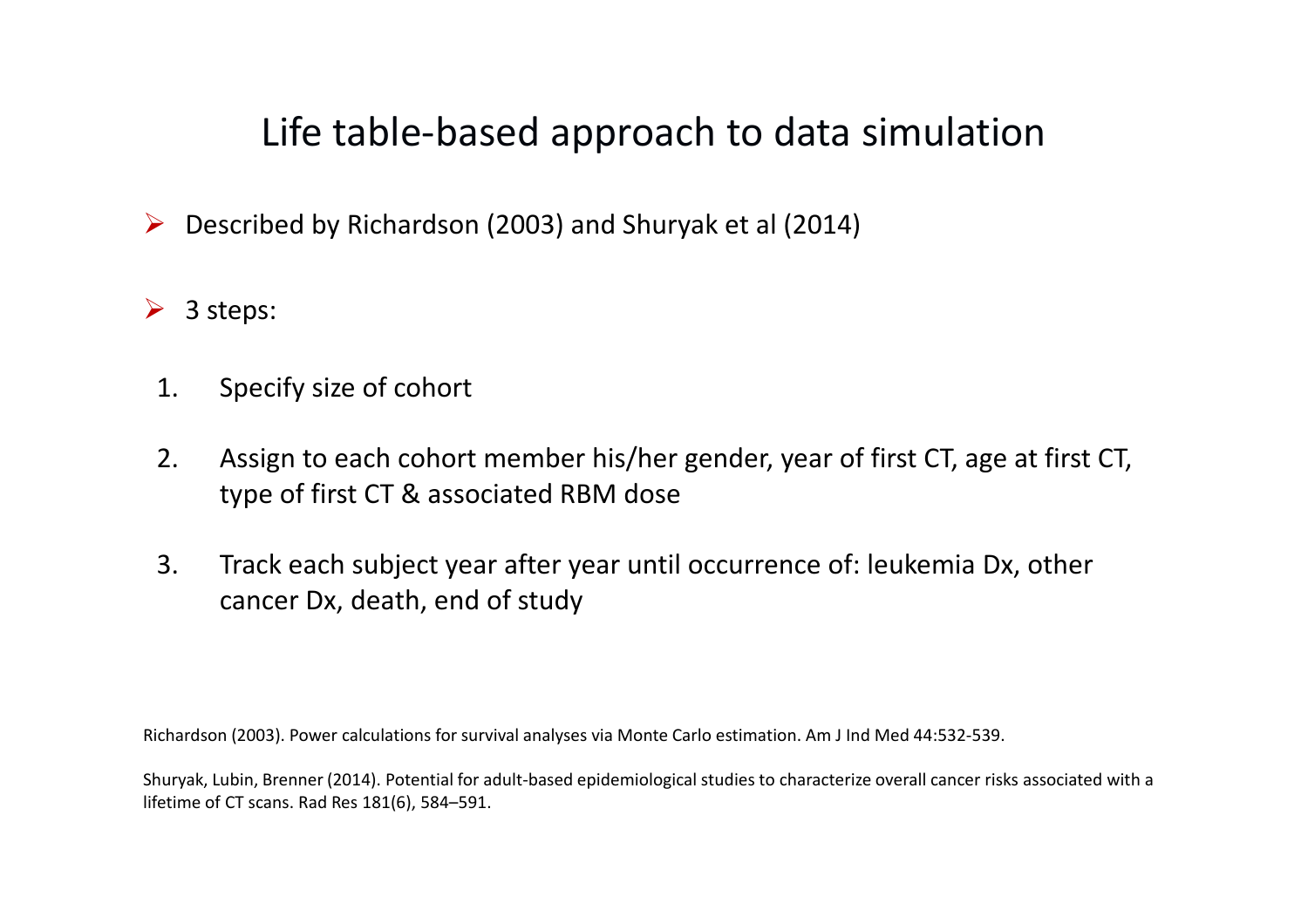# Life table-based approach to data simulation

- Described by Richardson (2003) and Shuryak et al (2014)

- 3 steps:

1. Specify size of cohort
2. Assign to each cohort member his/her gender, year of first CT, age at first CT, type of first CT & associated RBM dose
3. Track each subject year after year until occurrence of: leukemia Dx, other cancer Dx, death, end of study

Richardson (2003). Power calculations for survival analyses via Monte Carlo estimation. Am J Ind Med 44:532-539.

Shuryak, Lubin, Brenner (2014). Potential for adult-based epidemiological studies to characterize overall cancer risks associated with a lifetime of CT scans. Rad Res 181(6), 584–591.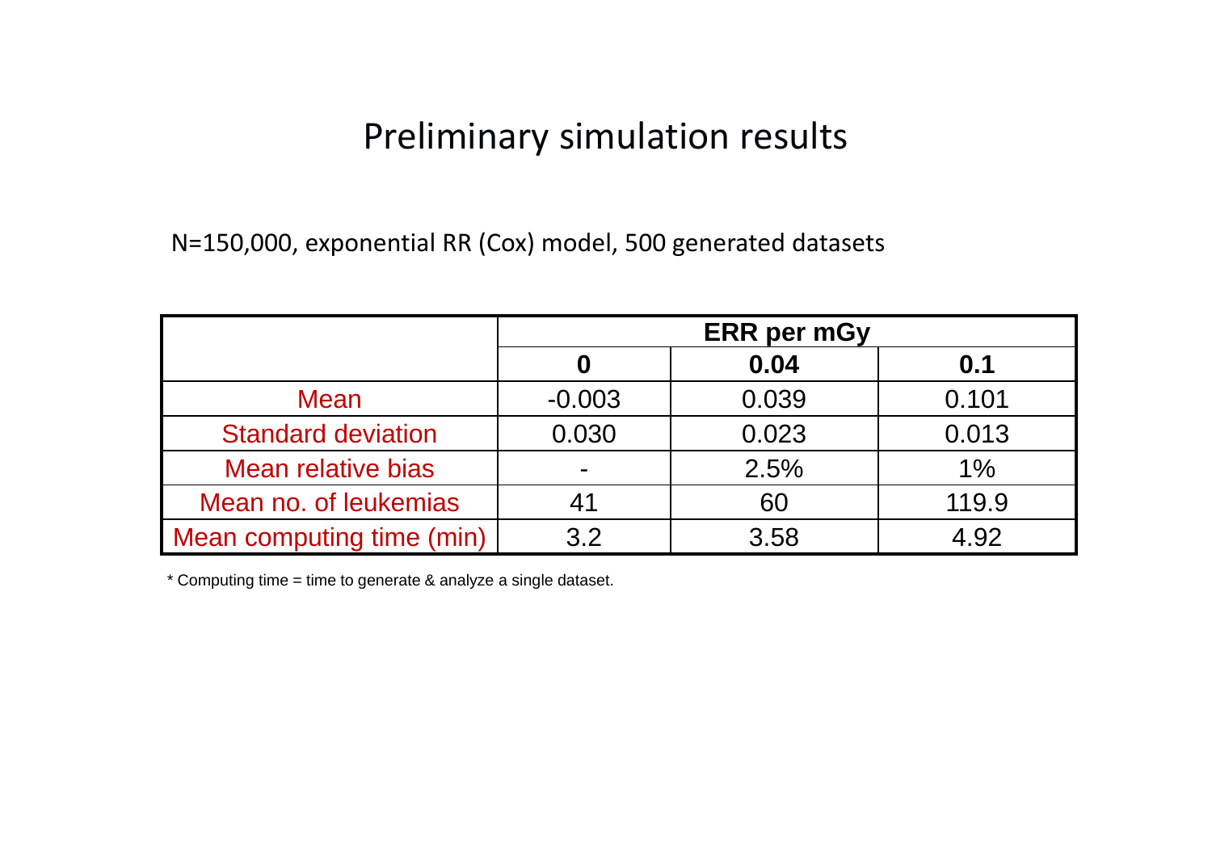# Preliminary simulation results

N=150,000, exponential RR (Cox) model, 500 generated datasets

| | ERR per mGy | | |
|---|---|---|---|
| | **0** | **0.04** | **0.1** |
| Mean | -0.003 | 0.039 | 0.101 |
| Standard deviation | 0.030 | 0.023 | 0.013 |
| Mean relative bias | - | 2.5% | 1% |
| Mean no. of leukemias | 41 | 60 | 119.9 |
| Mean computing time (min) | 3.2 | 3.58 | 4.92 |

* Computing time = time to generate & analyze a single dataset.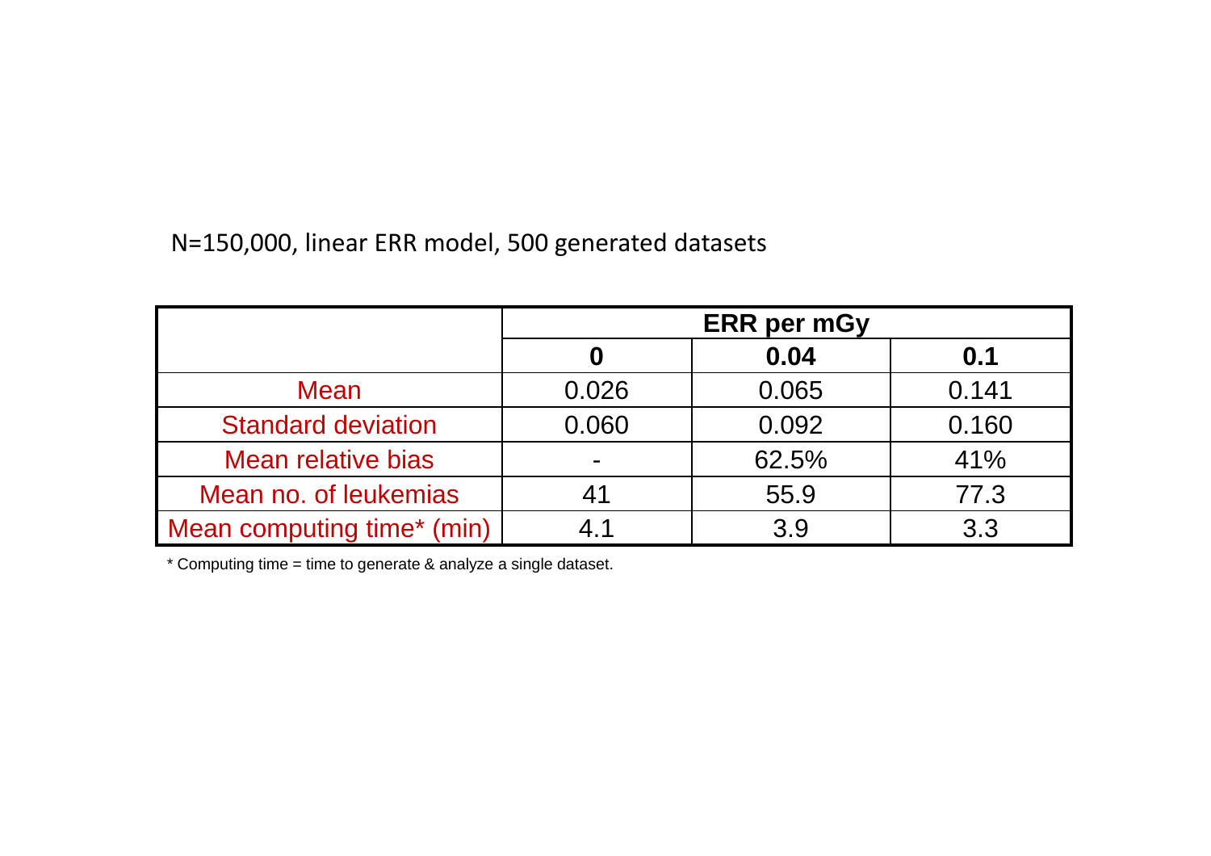N=150,000, linear ERR model, 500 generated datasets

| | ERR per mGy | | |
|---|---|---|---|
| | **0** | **0.04** | **0.1** |
| Mean | 0.026 | 0.065 | 0.141 |
| Standard deviation | 0.060 | 0.092 | 0.160 |
| Mean relative bias | - | 62.5% | 41% |
| Mean no. of leukemias | 41 | 55.9 | 77.3 |
| Mean computing time* (min) | 4.1 | 3.9 | 3.3 |

* Computing time = time to generate & analyze a single dataset.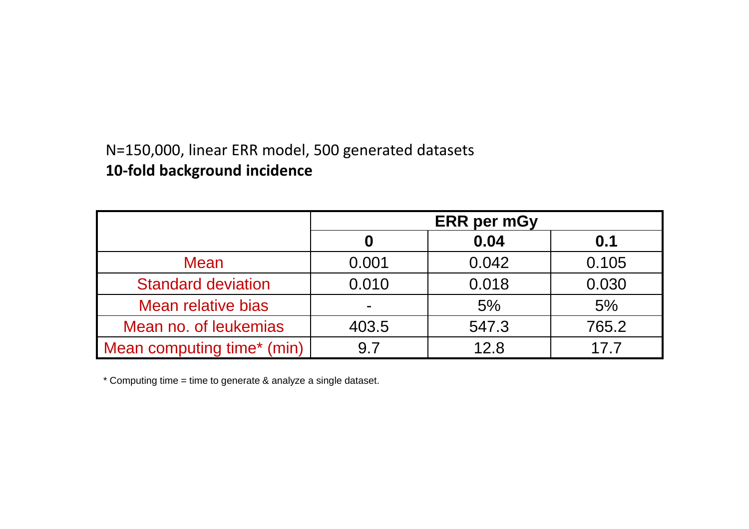N=150,000, linear ERR model, 500 generated datasets

**10-fold background incidence**

| | ERR per mGy | | |
|---|---|---|---|
| | **0** | **0.04** | **0.1** |
| Mean | 0.001 | 0.042 | 0.105 |
| Standard deviation | 0.010 | 0.018 | 0.030 |
| Mean relative bias | - | 5% | 5% |
| Mean no. of leukemias | 403.5 | 547.3 | 765.2 |
| Mean computing time* (min) | 9.7 | 12.8 | 17.7 |

* Computing time = time to generate & analyze a single dataset.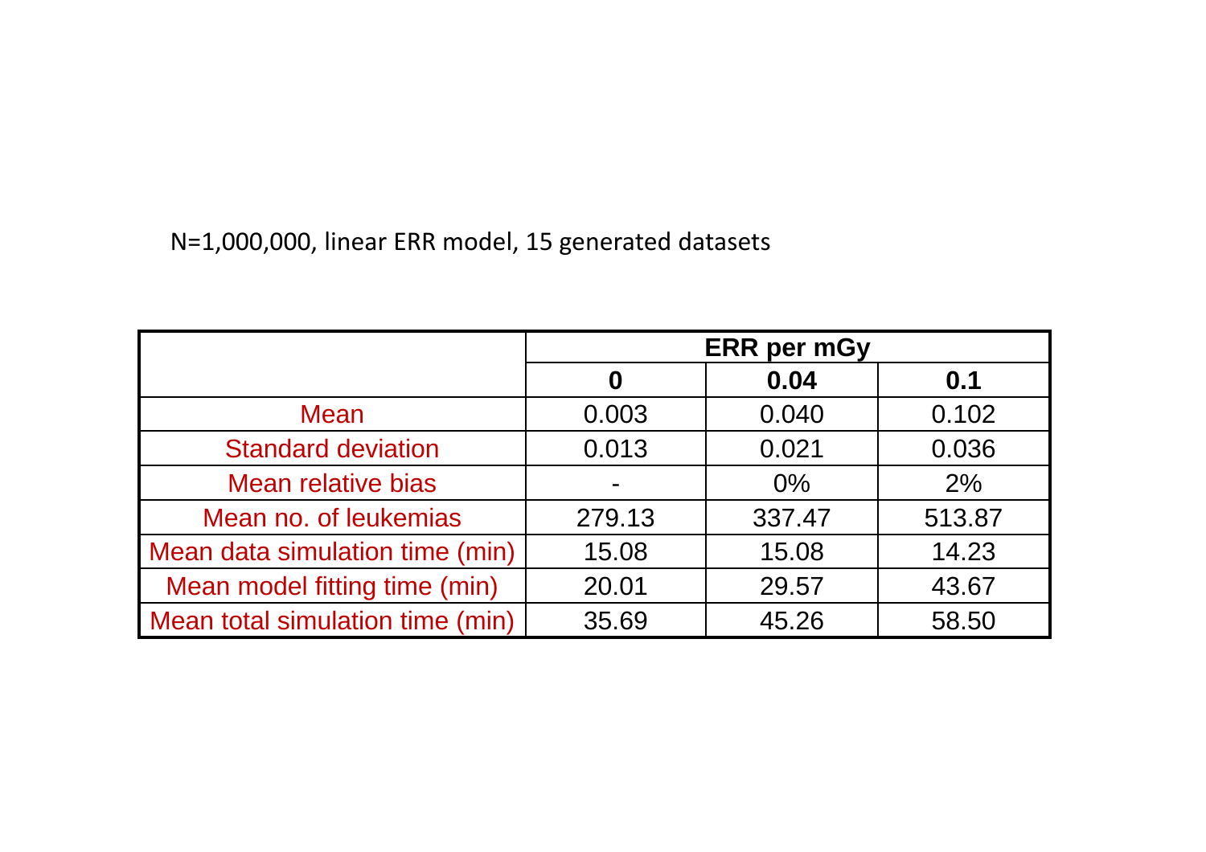N=1,000,000, linear ERR model, 15 generated datasets

| | ERR per mGy | | |
|---|---|---|---|
| | **0** | **0.04** | **0.1** |
| Mean | 0.003 | 0.040 | 0.102 |
| Standard deviation | 0.013 | 0.021 | 0.036 |
| Mean relative bias | - | 0% | 2% |
| Mean no. of leukemias | 279.13 | 337.47 | 513.87 |
| Mean data simulation time (min) | 15.08 | 15.08 | 14.23 |
| Mean model fitting time (min) | 20.01 | 29.57 | 43.67 |
| Mean total simulation time (min) | 35.69 | 45.26 | 58.50 |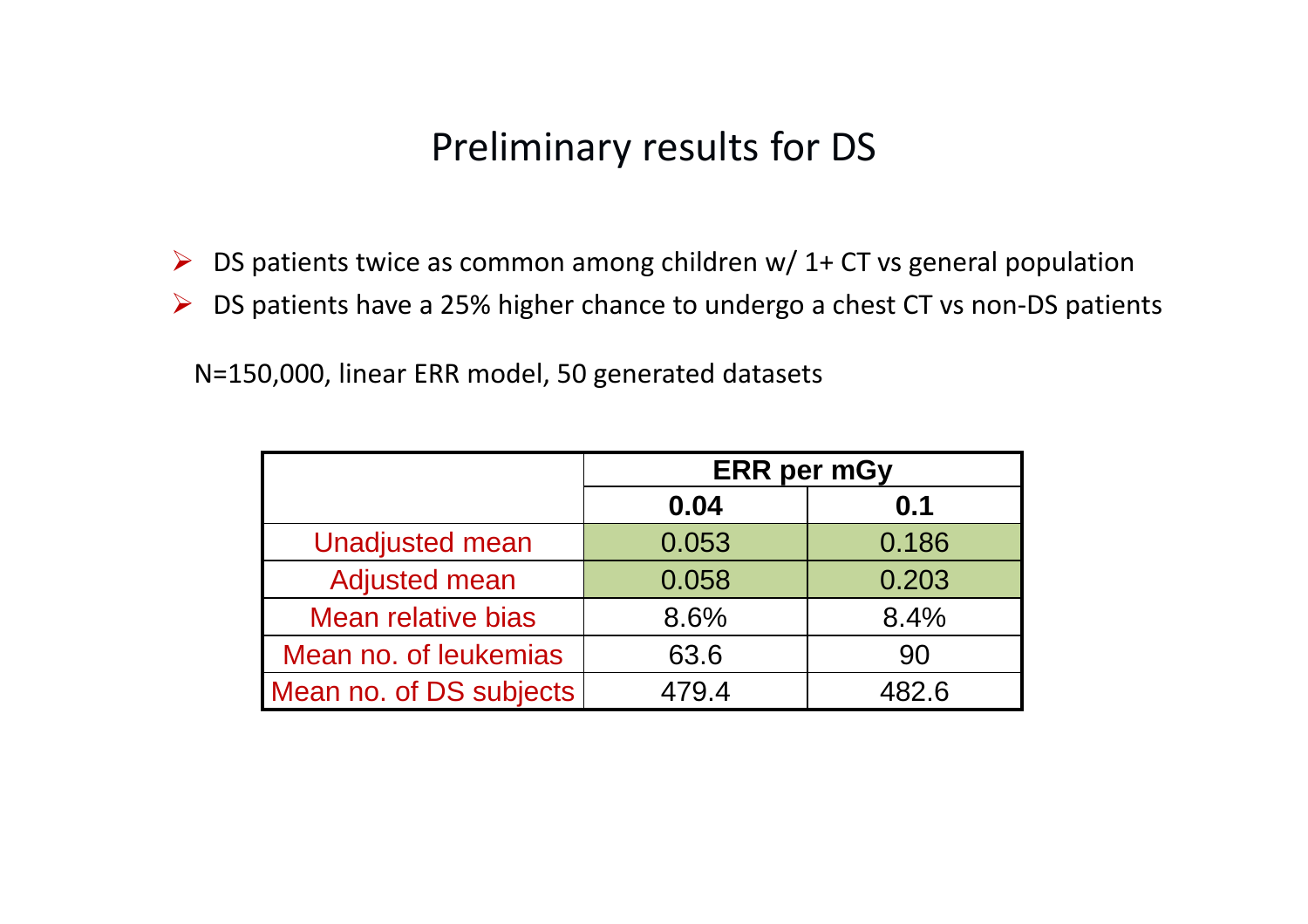# Preliminary results for DS

- DS patients twice as common among children w/ 1+ CT vs general population
- DS patients have a 25% higher chance to undergo a chest CT vs non-DS patients

N=150,000, linear ERR model, 50 generated datasets

| | **ERR per mGy** | |
|---|---|---|
| | **0.04** | **0.1** |
| Unadjusted mean | 0.053 | 0.186 |
| Adjusted mean | 0.058 | 0.203 |
| Mean relative bias | 8.6% | 8.4% |
| Mean no. of leukemias | 63.6 | 90 |
| Mean no. of DS subjects | 479.4 | 482.6 |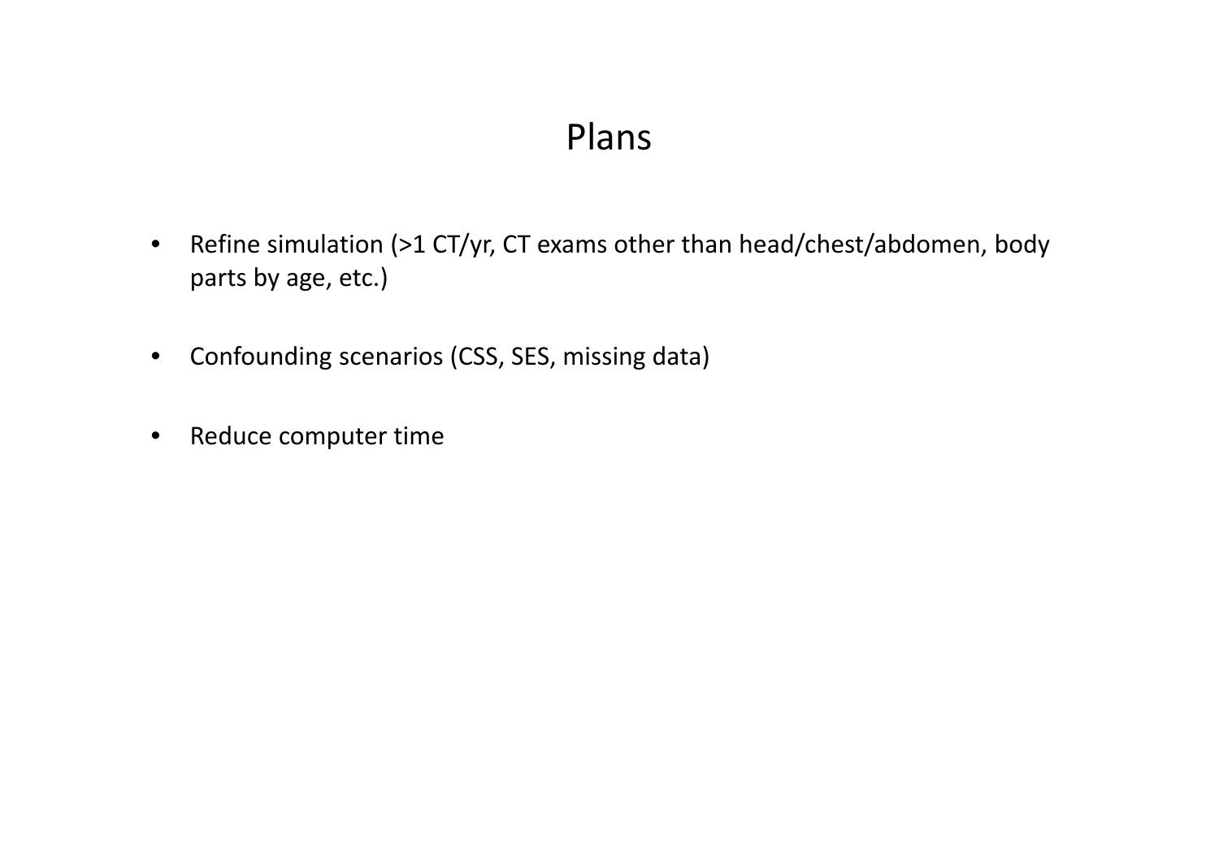# Plans

- Refine simulation (>1 CT/yr, CT exams other than head/chest/abdomen, body parts by age, etc.)
- Confounding scenarios (CSS, SES, missing data)
- Reduce computer time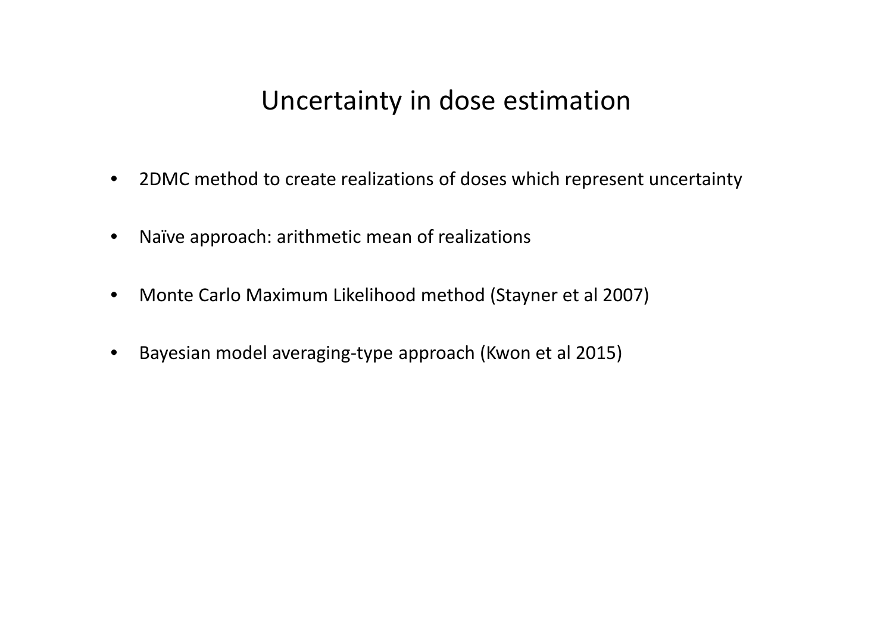# Uncertainty in dose estimation

- 2DMC method to create realizations of doses which represent uncertainty
- Naïve approach: arithmetic mean of realizations
- Monte Carlo Maximum Likelihood method (Stayner et al 2007)
- Bayesian model averaging-type approach (Kwon et al 2015)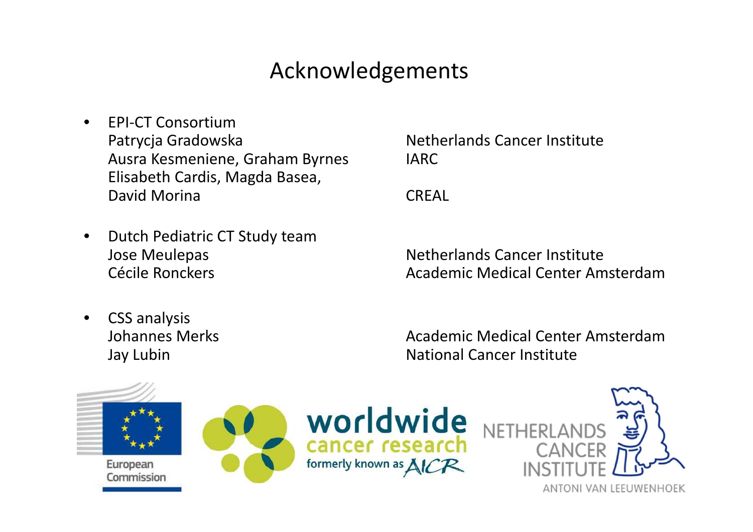# Acknowledgements

- EPI-CT Consortium
  Patrycja Gradowska — Netherlands Cancer Institute
  Ausra Kesmeniene, Graham Byrnes — IARC
  Elisabeth Cardis, Magda Basea, David Morina — CREAL
- Dutch Pediatric CT Study team
  Jose Meulepas — Netherlands Cancer Institute
  Cécile Ronckers — Academic Medical Center Amsterdam
- CSS analysis
  Johannes Merks — Academic Medical Center Amsterdam
  Jay Lubin — National Cancer Institute

European Commission

worldwide cancer research
formerly known as AICR

NETHERLANDS CANCER INSTITUTE
ANTONI VAN LEEUWENHOEK